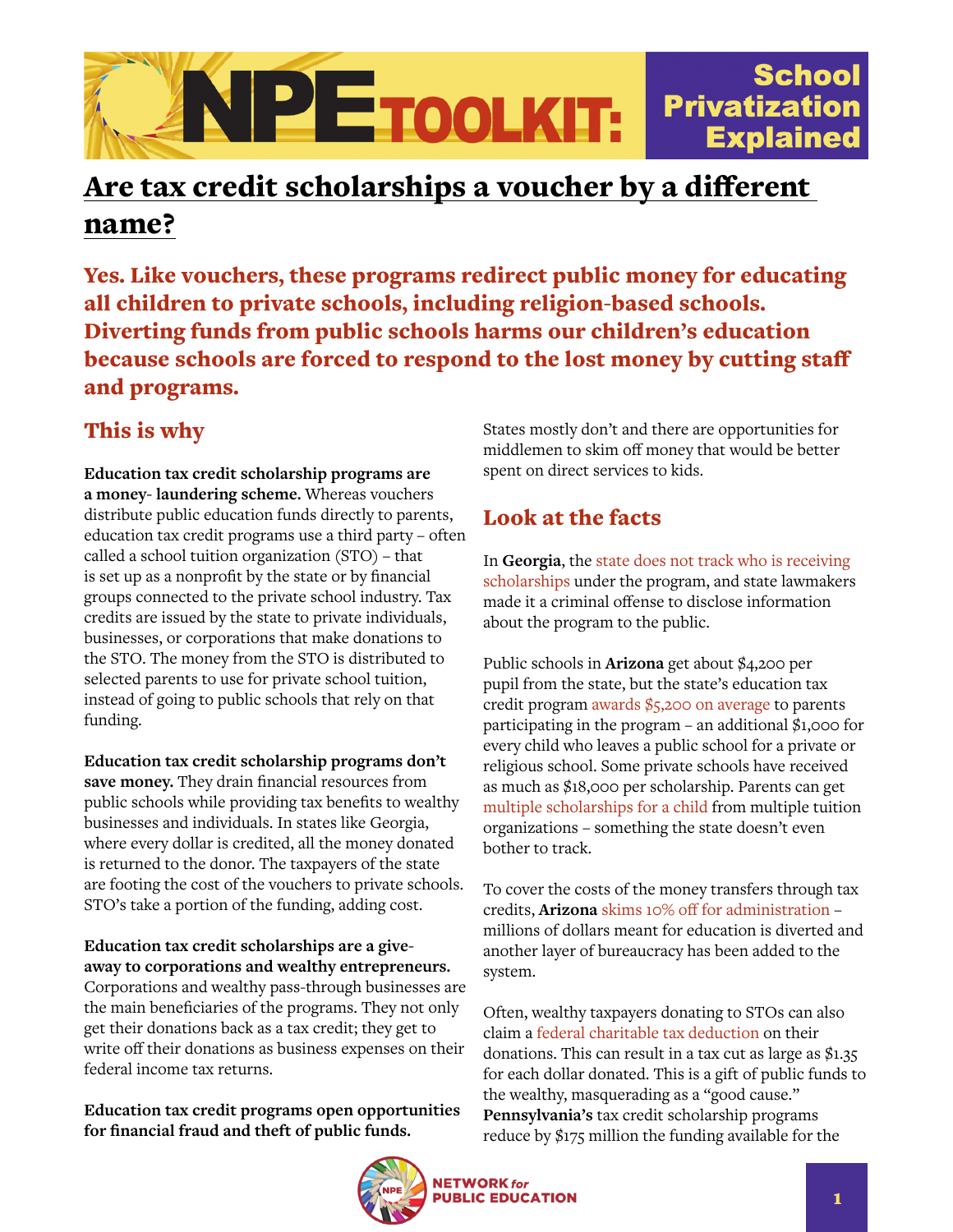# NPE TOOLKIT: School Privatization Explained

## Are tax credit scholarships a voucher by a different name?

**Yes. Like vouchers, these programs redirect public money for educating all children to private schools, including religion-based schools. Diverting funds from public schools harms our children's education because schools are forced to respond to the lost money by cutting staff and programs.**

### This is why

**Education tax credit scholarship programs are a money- laundering scheme.** Whereas vouchers distribute public education funds directly to parents, education tax credit programs use a third party – often called a school tuition organization (STO) – that is set up as a nonprofit by the state or by financial groups connected to the private school industry. Tax credits are issued by the state to private individuals, businesses, or corporations that make donations to the STO. The money from the STO is distributed to selected parents to use for private school tuition, instead of going to public schools that rely on that funding.

**Education tax credit scholarship programs don't save money.** They drain financial resources from public schools while providing tax benefits to wealthy businesses and individuals. In states like Georgia, where every dollar is credited, all the money donated is returned to the donor. The taxpayers of the state are footing the cost of the vouchers to private schools. STO's take a portion of the funding, adding cost.

**Education tax credit scholarships are a give-away to corporations and wealthy entrepreneurs.** Corporations and wealthy pass-through businesses are the main beneficiaries of the programs. They not only get their donations back as a tax credit; they get to write off their donations as business expenses on their federal income tax returns.

**Education tax credit programs open opportunities for financial fraud and theft of public funds.** States mostly don't and there are opportunities for middlemen to skim off money that would be better spent on direct services to kids.

### Look at the facts

In **Georgia**, the state does not track who is receiving scholarships under the program, and state lawmakers made it a criminal offense to disclose information about the program to the public.

Public schools in **Arizona** get about $4,200 per pupil from the state, but the state's education tax credit program awards $5,200 on average to parents participating in the program – an additional $1,000 for every child who leaves a public school for a private or religious school. Some private schools have received as much as $18,000 per scholarship. Parents can get multiple scholarships for a child from multiple tuition organizations – something the state doesn't even bother to track.

To cover the costs of the money transfers through tax credits, **Arizona** skims 10% off for administration – millions of dollars meant for education is diverted and another layer of bureaucracy has been added to the system.

Often, wealthy taxpayers donating to STOs can also claim a federal charitable tax deduction on their donations. This can result in a tax cut as large as $1.35 for each dollar donated. This is a gift of public funds to the wealthy, masquerading as a "good cause." **Pennsylvania's** tax credit scholarship programs reduce by $175 million the funding available for the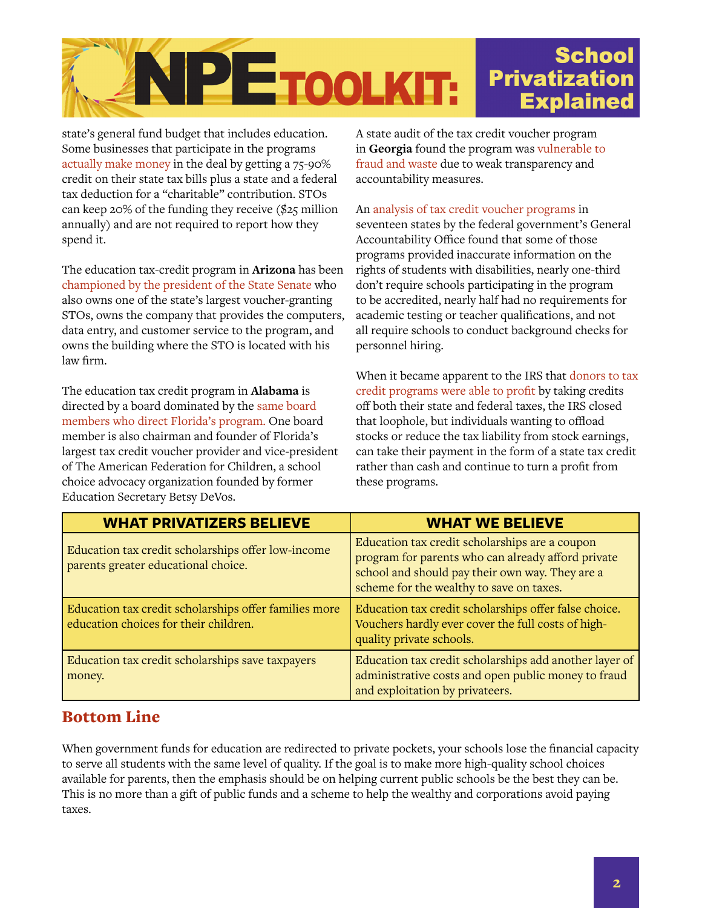state's general fund budget that includes education. Some businesses that participate in the programs actually make money in the deal by getting a 75-90% credit on their state tax bills plus a state and a federal tax deduction for a "charitable" contribution. STOs can keep 20% of the funding they receive ($25 million annually) and are not required to report how they spend it.

The education tax-credit program in **Arizona** has been championed by the president of the State Senate who also owns one of the state's largest voucher-granting STOs, owns the company that provides the computers, data entry, and customer service to the program, and owns the building where the STO is located with his law firm.

The education tax credit program in **Alabama** is directed by a board dominated by the same board members who direct Florida's program. One board member is also chairman and founder of Florida's largest tax credit voucher provider and vice-president of The American Federation for Children, a school choice advocacy organization founded by former Education Secretary Betsy DeVos.

A state audit of the tax credit voucher program in **Georgia** found the program was vulnerable to fraud and waste due to weak transparency and accountability measures.

An analysis of tax credit voucher programs in seventeen states by the federal government's General Accountability Office found that some of those programs provided inaccurate information on the rights of students with disabilities, nearly one-third don't require schools participating in the program to be accredited, nearly half had no requirements for academic testing or teacher qualifications, and not all require schools to conduct background checks for personnel hiring.

When it became apparent to the IRS that donors to tax credit programs were able to profit by taking credits off both their state and federal taxes, the IRS closed that loophole, but individuals wanting to offload stocks or reduce the tax liability from stock earnings, can take their payment in the form of a state tax credit rather than cash and continue to turn a profit from these programs.

| WHAT PRIVATIZERS BELIEVE | WHAT WE BELIEVE |
|---|---|
| Education tax credit scholarships offer low-income parents greater educational choice. | Education tax credit scholarships are a coupon program for parents who can already afford private school and should pay their own way. They are a scheme for the wealthy to save on taxes. |
| Education tax credit scholarships offer families more education choices for their children. | Education tax credit scholarships offer false choice. Vouchers hardly ever cover the full costs of high-quality private schools. |
| Education tax credit scholarships save taxpayers money. | Education tax credit scholarships add another layer of administrative costs and open public money to fraud and exploitation by privateers. |

## Bottom Line

When government funds for education are redirected to private pockets, your schools lose the financial capacity to serve all students with the same level of quality. If the goal is to make more high-quality school choices available for parents, then the emphasis should be on helping current public schools be the best they can be. This is no more than a gift of public funds and a scheme to help the wealthy and corporations avoid paying taxes.